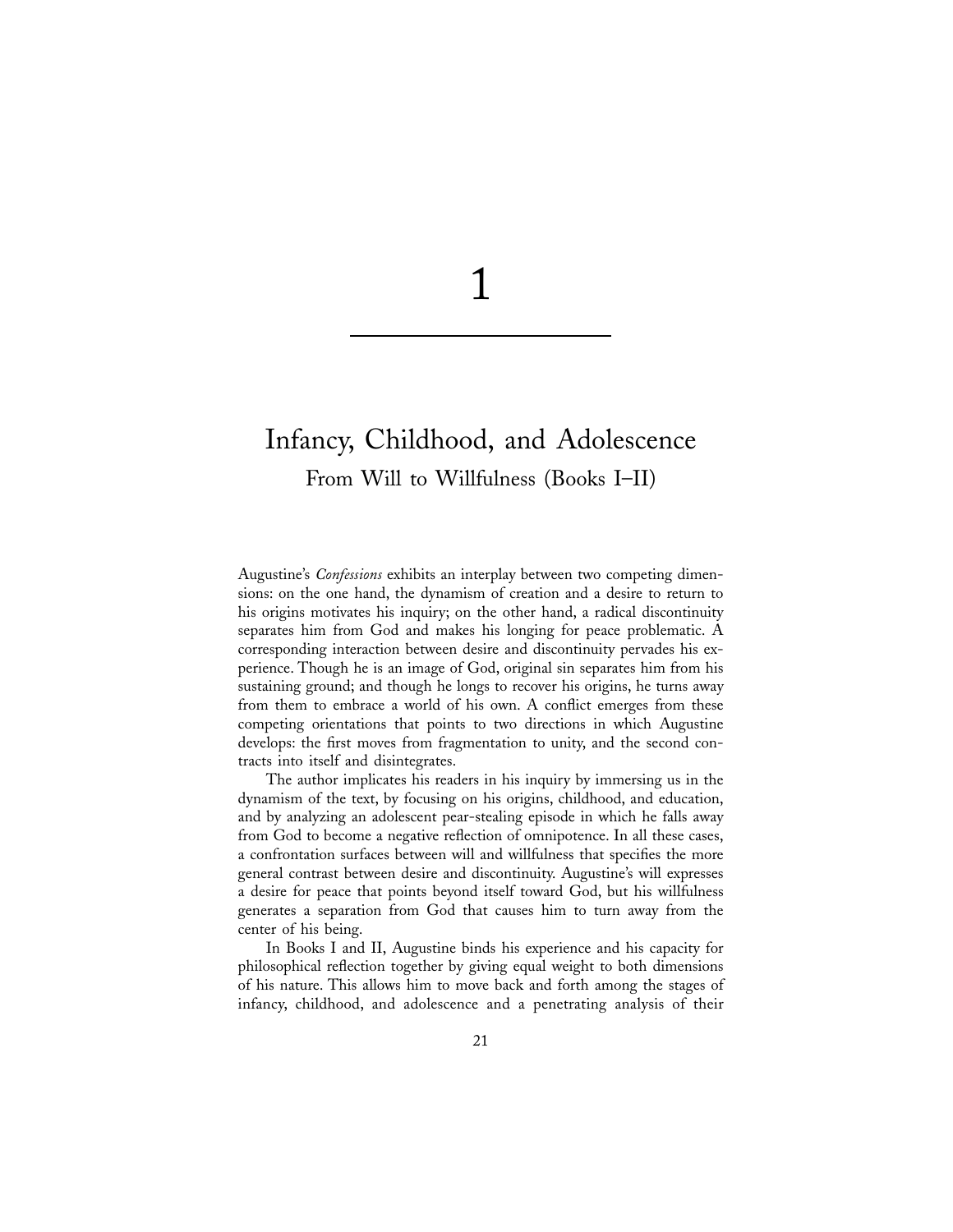# 1

# Infancy, Childhood, and Adolescence

## From Will to Willfulness (Books I–II)

Augustine's *Confessions* exhibits an interplay between two competing dimensions: on the one hand, the dynamism of creation and a desire to return to his origins motivates his inquiry; on the other hand, a radical discontinuity separates him from God and makes his longing for peace problematic. A corresponding interaction between desire and discontinuity pervades his experience. Though he is an image of God, original sin separates him from his sustaining ground; and though he longs to recover his origins, he turns away from them to embrace a world of his own. A conflict emerges from these competing orientations that points to two directions in which Augustine develops: the first moves from fragmentation to unity, and the second contracts into itself and disintegrates.

The author implicates his readers in his inquiry by immersing us in the dynamism of the text, by focusing on his origins, childhood, and education, and by analyzing an adolescent pear-stealing episode in which he falls away from God to become a negative reflection of omnipotence. In all these cases, a confrontation surfaces between will and willfulness that specifies the more general contrast between desire and discontinuity. Augustine's will expresses a desire for peace that points beyond itself toward God, but his willfulness generates a separation from God that causes him to turn away from the center of his being.

In Books I and II, Augustine binds his experience and his capacity for philosophical reflection together by giving equal weight to both dimensions of his nature. This allows him to move back and forth among the stages of infancy, childhood, and adolescence and a penetrating analysis of their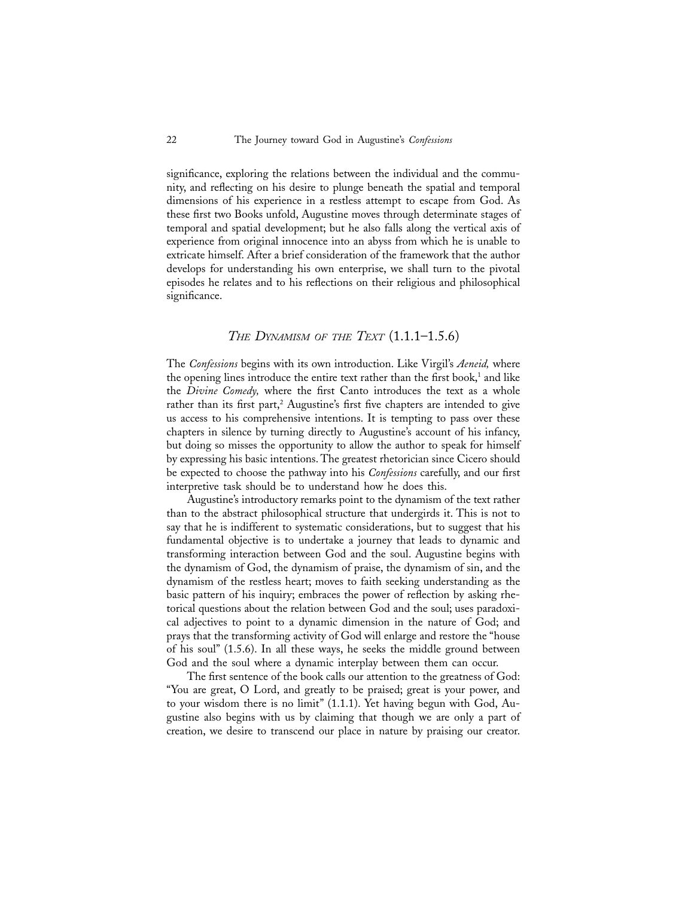significance, exploring the relations between the individual and the community, and reflecting on his desire to plunge beneath the spatial and temporal dimensions of his experience in a restless attempt to escape from God. As these first two Books unfold, Augustine moves through determinate stages of temporal and spatial development; but he also falls along the vertical axis of experience from original innocence into an abyss from which he is unable to extricate himself. After a brief consideration of the framework that the author develops for understanding his own enterprise, we shall turn to the pivotal episodes he relates and to his reflections on their religious and philosophical significance.

## *The Dynamism of the Text* (1.1.1–1.5.6)

The *Confessions* begins with its own introduction. Like Virgil's *Aeneid,* where the opening lines introduce the entire text rather than the first book,[1] and like the *Divine Comedy,* where the first Canto introduces the text as a whole rather than its first part,[2] Augustine's first five chapters are intended to give us access to his comprehensive intentions. It is tempting to pass over these chapters in silence by turning directly to Augustine's account of his infancy, but doing so misses the opportunity to allow the author to speak for himself by expressing his basic intentions. The greatest rhetorician since Cicero should be expected to choose the pathway into his *Confessions* carefully, and our first interpretive task should be to understand how he does this.

Augustine's introductory remarks point to the dynamism of the text rather than to the abstract philosophical structure that undergirds it. This is not to say that he is indifferent to systematic considerations, but to suggest that his fundamental objective is to undertake a journey that leads to dynamic and transforming interaction between God and the soul. Augustine begins with the dynamism of God, the dynamism of praise, the dynamism of sin, and the dynamism of the restless heart; moves to faith seeking understanding as the basic pattern of his inquiry; embraces the power of reflection by asking rhetorical questions about the relation between God and the soul; uses paradoxical adjectives to point to a dynamic dimension in the nature of God; and prays that the transforming activity of God will enlarge and restore the "house of his soul" (1.5.6). In all these ways, he seeks the middle ground between God and the soul where a dynamic interplay between them can occur.

The first sentence of the book calls our attention to the greatness of God: "You are great, O Lord, and greatly to be praised; great is your power, and to your wisdom there is no limit" (1.1.1). Yet having begun with God, Augustine also begins with us by claiming that though we are only a part of creation, we desire to transcend our place in nature by praising our creator.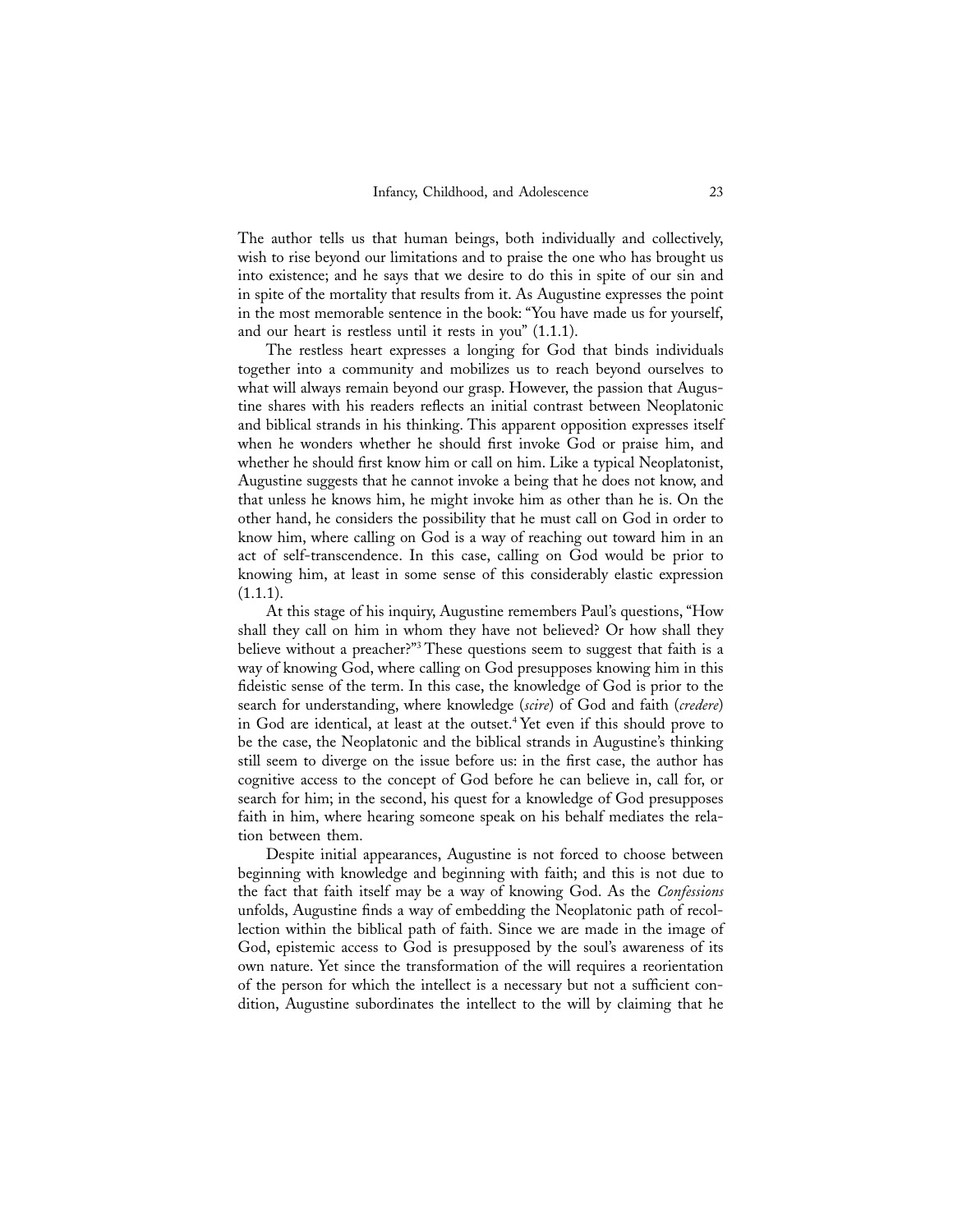The author tells us that human beings, both individually and collectively, wish to rise beyond our limitations and to praise the one who has brought us into existence; and he says that we desire to do this in spite of our sin and in spite of the mortality that results from it. As Augustine expresses the point in the most memorable sentence in the book: "You have made us for yourself, and our heart is restless until it rests in you" (1.1.1).

The restless heart expresses a longing for God that binds individuals together into a community and mobilizes us to reach beyond ourselves to what will always remain beyond our grasp. However, the passion that Augustine shares with his readers reflects an initial contrast between Neoplatonic and biblical strands in his thinking. This apparent opposition expresses itself when he wonders whether he should first invoke God or praise him, and whether he should first know him or call on him. Like a typical Neoplatonist, Augustine suggests that he cannot invoke a being that he does not know, and that unless he knows him, he might invoke him as other than he is. On the other hand, he considers the possibility that he must call on God in order to know him, where calling on God is a way of reaching out toward him in an act of self-transcendence. In this case, calling on God would be prior to knowing him, at least in some sense of this considerably elastic expression (1.1.1).

At this stage of his inquiry, Augustine remembers Paul's questions, "How shall they call on him in whom they have not believed? Or how shall they believe without a preacher?"[3] These questions seem to suggest that faith is a way of knowing God, where calling on God presupposes knowing him in this fideistic sense of the term. In this case, the knowledge of God is prior to the search for understanding, where knowledge (*scire*) of God and faith (*credere*) in God are identical, at least at the outset.[4] Yet even if this should prove to be the case, the Neoplatonic and the biblical strands in Augustine's thinking still seem to diverge on the issue before us: in the first case, the author has cognitive access to the concept of God before he can believe in, call for, or search for him; in the second, his quest for a knowledge of God presupposes faith in him, where hearing someone speak on his behalf mediates the relation between them.

Despite initial appearances, Augustine is not forced to choose between beginning with knowledge and beginning with faith; and this is not due to the fact that faith itself may be a way of knowing God. As the *Confessions* unfolds, Augustine finds a way of embedding the Neoplatonic path of recollection within the biblical path of faith. Since we are made in the image of God, epistemic access to God is presupposed by the soul's awareness of its own nature. Yet since the transformation of the will requires a reorientation of the person for which the intellect is a necessary but not a sufficient condition, Augustine subordinates the intellect to the will by claiming that he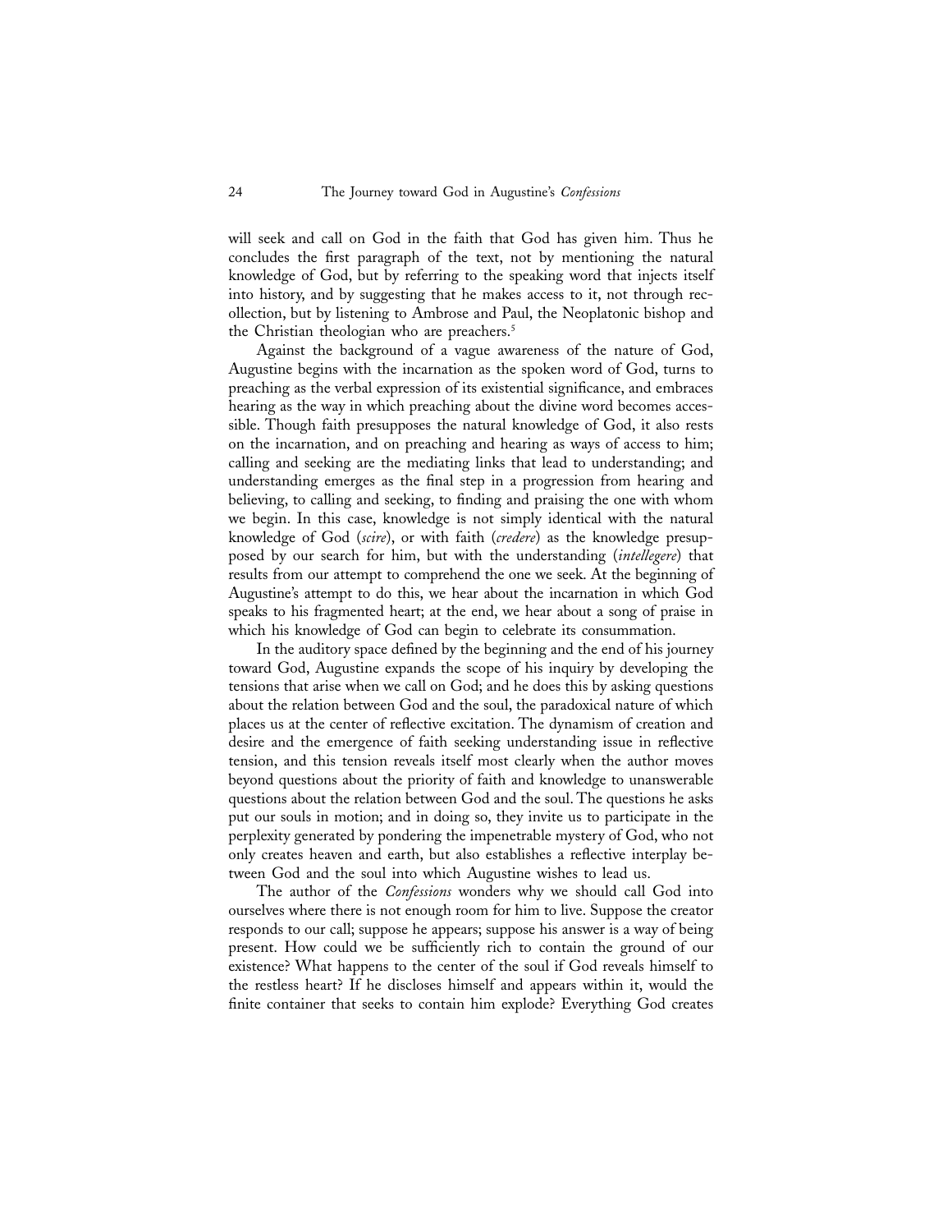will seek and call on God in the faith that God has given him. Thus he concludes the first paragraph of the text, not by mentioning the natural knowledge of God, but by referring to the speaking word that injects itself into history, and by suggesting that he makes access to it, not through recollection, but by listening to Ambrose and Paul, the Neoplatonic bishop and the Christian theologian who are preachers.[5]

Against the background of a vague awareness of the nature of God, Augustine begins with the incarnation as the spoken word of God, turns to preaching as the verbal expression of its existential significance, and embraces hearing as the way in which preaching about the divine word becomes accessible. Though faith presupposes the natural knowledge of God, it also rests on the incarnation, and on preaching and hearing as ways of access to him; calling and seeking are the mediating links that lead to understanding; and understanding emerges as the final step in a progression from hearing and believing, to calling and seeking, to finding and praising the one with whom we begin. In this case, knowledge is not simply identical with the natural knowledge of God (*scire*), or with faith (*credere*) as the knowledge presupposed by our search for him, but with the understanding (*intellegere*) that results from our attempt to comprehend the one we seek. At the beginning of Augustine's attempt to do this, we hear about the incarnation in which God speaks to his fragmented heart; at the end, we hear about a song of praise in which his knowledge of God can begin to celebrate its consummation.

In the auditory space defined by the beginning and the end of his journey toward God, Augustine expands the scope of his inquiry by developing the tensions that arise when we call on God; and he does this by asking questions about the relation between God and the soul, the paradoxical nature of which places us at the center of reflective excitation. The dynamism of creation and desire and the emergence of faith seeking understanding issue in reflective tension, and this tension reveals itself most clearly when the author moves beyond questions about the priority of faith and knowledge to unanswerable questions about the relation between God and the soul. The questions he asks put our souls in motion; and in doing so, they invite us to participate in the perplexity generated by pondering the impenetrable mystery of God, who not only creates heaven and earth, but also establishes a reflective interplay between God and the soul into which Augustine wishes to lead us.

The author of the *Confessions* wonders why we should call God into ourselves where there is not enough room for him to live. Suppose the creator responds to our call; suppose he appears; suppose his answer is a way of being present. How could we be sufficiently rich to contain the ground of our existence? What happens to the center of the soul if God reveals himself to the restless heart? If he discloses himself and appears within it, would the finite container that seeks to contain him explode? Everything God creates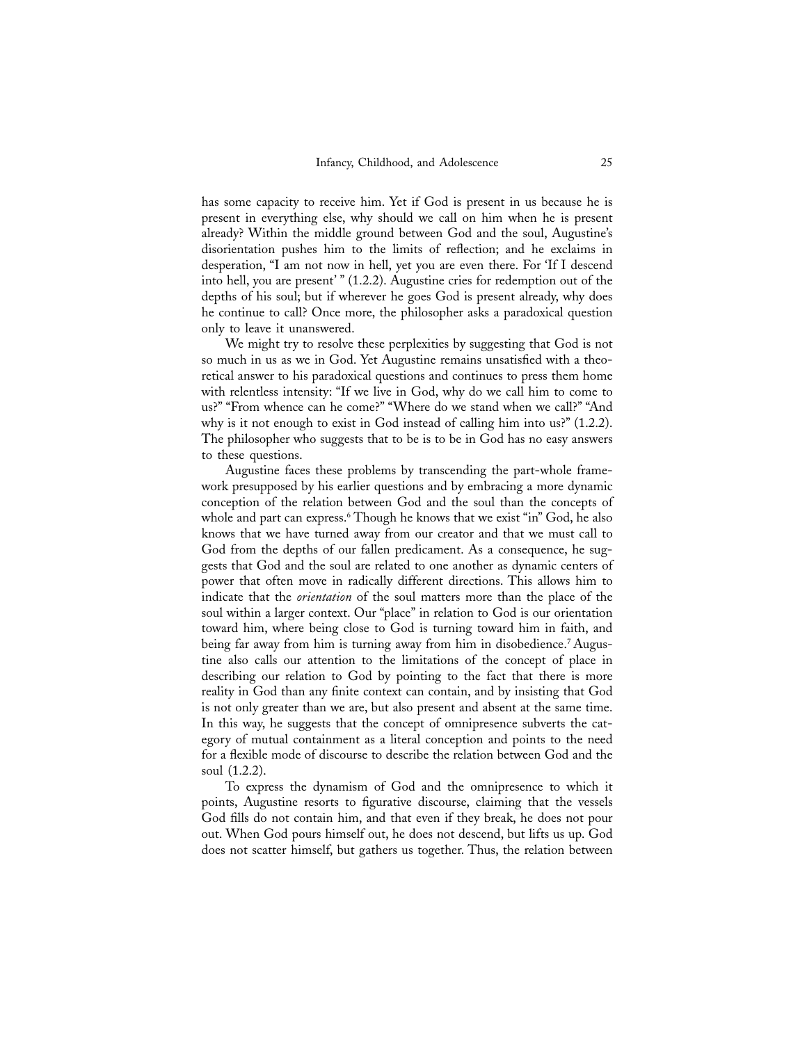has some capacity to receive him. Yet if God is present in us because he is present in everything else, why should we call on him when he is present already? Within the middle ground between God and the soul, Augustine's disorientation pushes him to the limits of reflection; and he exclaims in desperation, "I am not now in hell, yet you are even there. For 'If I descend into hell, you are present' " (1.2.2). Augustine cries for redemption out of the depths of his soul; but if wherever he goes God is present already, why does he continue to call? Once more, the philosopher asks a paradoxical question only to leave it unanswered.

We might try to resolve these perplexities by suggesting that God is not so much in us as we in God. Yet Augustine remains unsatisfied with a theoretical answer to his paradoxical questions and continues to press them home with relentless intensity: "If we live in God, why do we call him to come to us?" "From whence can he come?" "Where do we stand when we call?" "And why is it not enough to exist in God instead of calling him into us?" (1.2.2). The philosopher who suggests that to be is to be in God has no easy answers to these questions.

Augustine faces these problems by transcending the part-whole framework presupposed by his earlier questions and by embracing a more dynamic conception of the relation between God and the soul than the concepts of whole and part can express.[6] Though he knows that we exist "in" God, he also knows that we have turned away from our creator and that we must call to God from the depths of our fallen predicament. As a consequence, he suggests that God and the soul are related to one another as dynamic centers of power that often move in radically different directions. This allows him to indicate that the *orientation* of the soul matters more than the place of the soul within a larger context. Our "place" in relation to God is our orientation toward him, where being close to God is turning toward him in faith, and being far away from him is turning away from him in disobedience.[7] Augustine also calls our attention to the limitations of the concept of place in describing our relation to God by pointing to the fact that there is more reality in God than any finite context can contain, and by insisting that God is not only greater than we are, but also present and absent at the same time. In this way, he suggests that the concept of omnipresence subverts the category of mutual containment as a literal conception and points to the need for a flexible mode of discourse to describe the relation between God and the soul (1.2.2).

To express the dynamism of God and the omnipresence to which it points, Augustine resorts to figurative discourse, claiming that the vessels God fills do not contain him, and that even if they break, he does not pour out. When God pours himself out, he does not descend, but lifts us up. God does not scatter himself, but gathers us together. Thus, the relation between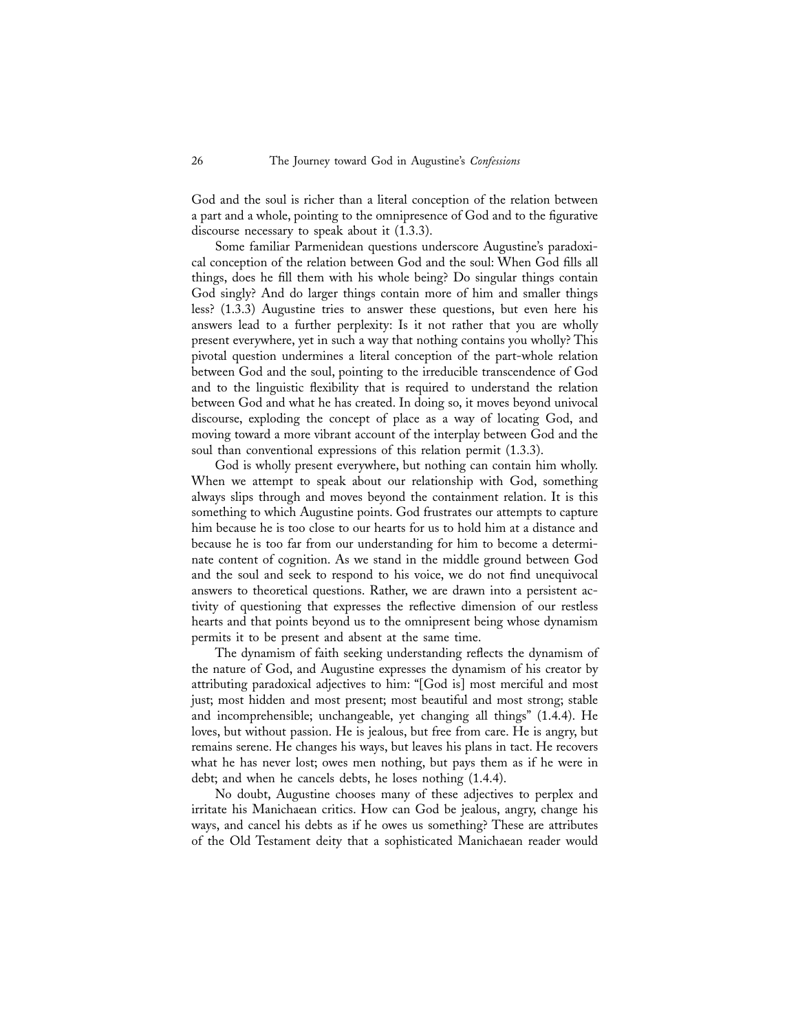God and the soul is richer than a literal conception of the relation between a part and a whole, pointing to the omnipresence of God and to the figurative discourse necessary to speak about it (1.3.3).

Some familiar Parmenidean questions underscore Augustine's paradoxical conception of the relation between God and the soul: When God fills all things, does he fill them with his whole being? Do singular things contain God singly? And do larger things contain more of him and smaller things less? (1.3.3) Augustine tries to answer these questions, but even here his answers lead to a further perplexity: Is it not rather that you are wholly present everywhere, yet in such a way that nothing contains you wholly? This pivotal question undermines a literal conception of the part-whole relation between God and the soul, pointing to the irreducible transcendence of God and to the linguistic flexibility that is required to understand the relation between God and what he has created. In doing so, it moves beyond univocal discourse, exploding the concept of place as a way of locating God, and moving toward a more vibrant account of the interplay between God and the soul than conventional expressions of this relation permit (1.3.3).

God is wholly present everywhere, but nothing can contain him wholly. When we attempt to speak about our relationship with God, something always slips through and moves beyond the containment relation. It is this something to which Augustine points. God frustrates our attempts to capture him because he is too close to our hearts for us to hold him at a distance and because he is too far from our understanding for him to become a determinate content of cognition. As we stand in the middle ground between God and the soul and seek to respond to his voice, we do not find unequivocal answers to theoretical questions. Rather, we are drawn into a persistent activity of questioning that expresses the reflective dimension of our restless hearts and that points beyond us to the omnipresent being whose dynamism permits it to be present and absent at the same time.

The dynamism of faith seeking understanding reflects the dynamism of the nature of God, and Augustine expresses the dynamism of his creator by attributing paradoxical adjectives to him: "[God is] most merciful and most just; most hidden and most present; most beautiful and most strong; stable and incomprehensible; unchangeable, yet changing all things" (1.4.4). He loves, but without passion. He is jealous, but free from care. He is angry, but remains serene. He changes his ways, but leaves his plans in tact. He recovers what he has never lost; owes men nothing, but pays them as if he were in debt; and when he cancels debts, he loses nothing (1.4.4).

No doubt, Augustine chooses many of these adjectives to perplex and irritate his Manichaean critics. How can God be jealous, angry, change his ways, and cancel his debts as if he owes us something? These are attributes of the Old Testament deity that a sophisticated Manichaean reader would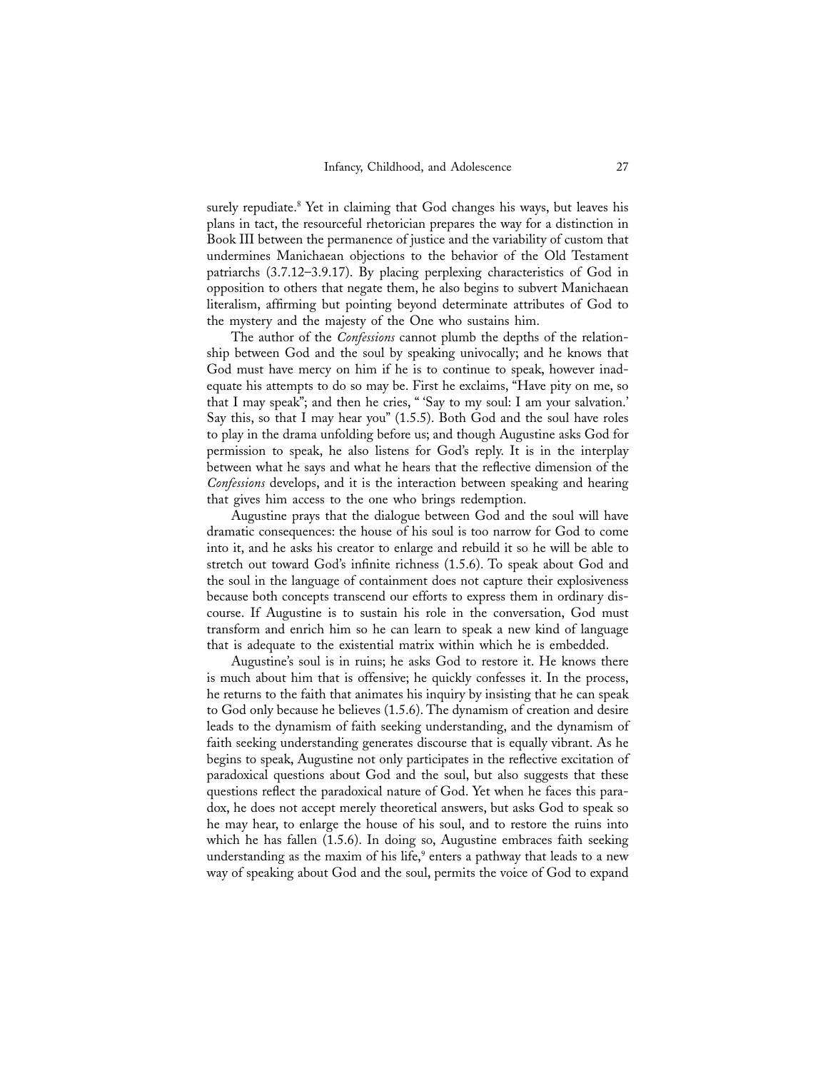surely repudiate.[8] Yet in claiming that God changes his ways, but leaves his plans in tact, the resourceful rhetorician prepares the way for a distinction in Book III between the permanence of justice and the variability of custom that undermines Manichaean objections to the behavior of the Old Testament patriarchs (3.7.12–3.9.17). By placing perplexing characteristics of God in opposition to others that negate them, he also begins to subvert Manichaean literalism, affirming but pointing beyond determinate attributes of God to the mystery and the majesty of the One who sustains him.

The author of the *Confessions* cannot plumb the depths of the relationship between God and the soul by speaking univocally; and he knows that God must have mercy on him if he is to continue to speak, however inadequate his attempts to do so may be. First he exclaims, "Have pity on me, so that I may speak"; and then he cries, " 'Say to my soul: I am your salvation.' Say this, so that I may hear you" (1.5.5). Both God and the soul have roles to play in the drama unfolding before us; and though Augustine asks God for permission to speak, he also listens for God's reply. It is in the interplay between what he says and what he hears that the reflective dimension of the *Confessions* develops, and it is the interaction between speaking and hearing that gives him access to the one who brings redemption.

Augustine prays that the dialogue between God and the soul will have dramatic consequences: the house of his soul is too narrow for God to come into it, and he asks his creator to enlarge and rebuild it so he will be able to stretch out toward God's infinite richness (1.5.6). To speak about God and the soul in the language of containment does not capture their explosiveness because both concepts transcend our efforts to express them in ordinary discourse. If Augustine is to sustain his role in the conversation, God must transform and enrich him so he can learn to speak a new kind of language that is adequate to the existential matrix within which he is embedded.

Augustine's soul is in ruins; he asks God to restore it. He knows there is much about him that is offensive; he quickly confesses it. In the process, he returns to the faith that animates his inquiry by insisting that he can speak to God only because he believes (1.5.6). The dynamism of creation and desire leads to the dynamism of faith seeking understanding, and the dynamism of faith seeking understanding generates discourse that is equally vibrant. As he begins to speak, Augustine not only participates in the reflective excitation of paradoxical questions about God and the soul, but also suggests that these questions reflect the paradoxical nature of God. Yet when he faces this paradox, he does not accept merely theoretical answers, but asks God to speak so he may hear, to enlarge the house of his soul, and to restore the ruins into which he has fallen (1.5.6). In doing so, Augustine embraces faith seeking understanding as the maxim of his life,[9] enters a pathway that leads to a new way of speaking about God and the soul, permits the voice of God to expand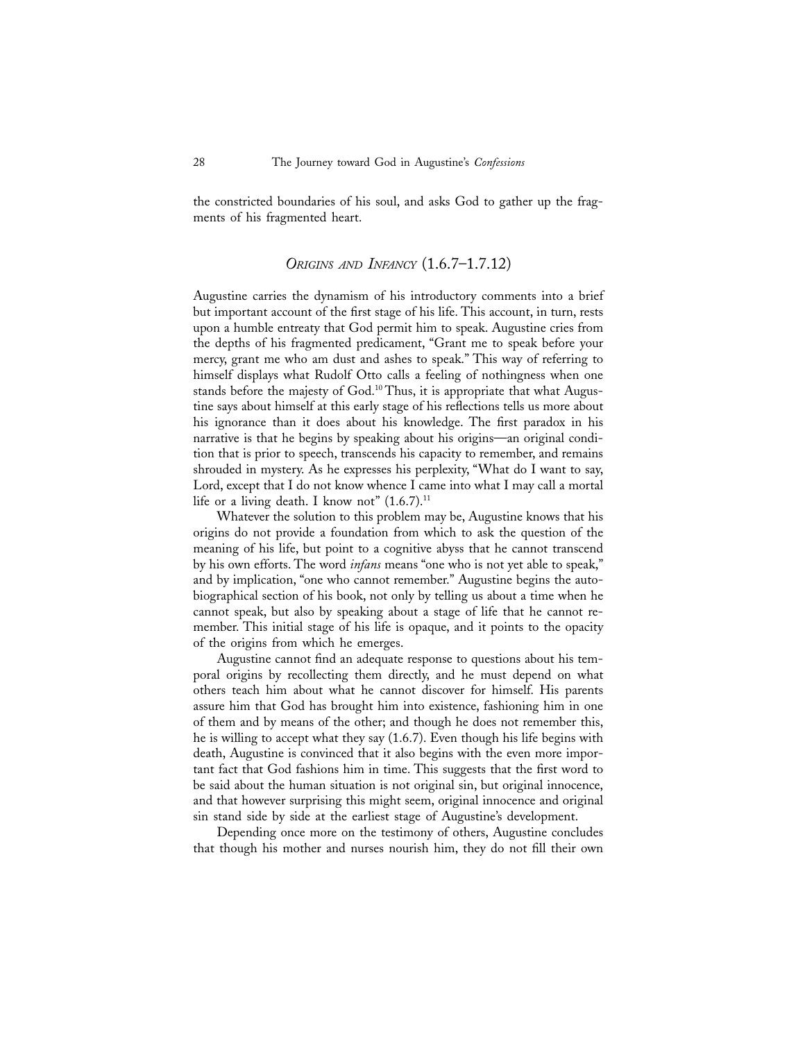the constricted boundaries of his soul, and asks God to gather up the fragments of his fragmented heart.

## *Origins and Infancy* (1.6.7–1.7.12)

Augustine carries the dynamism of his introductory comments into a brief but important account of the first stage of his life. This account, in turn, rests upon a humble entreaty that God permit him to speak. Augustine cries from the depths of his fragmented predicament, "Grant me to speak before your mercy, grant me who am dust and ashes to speak." This way of referring to himself displays what Rudolf Otto calls a feeling of nothingness when one stands before the majesty of God.[10] Thus, it is appropriate that what Augustine says about himself at this early stage of his reflections tells us more about his ignorance than it does about his knowledge. The first paradox in his narrative is that he begins by speaking about his origins—an original condition that is prior to speech, transcends his capacity to remember, and remains shrouded in mystery. As he expresses his perplexity, "What do I want to say, Lord, except that I do not know whence I came into what I may call a mortal life or a living death. I know not" (1.6.7).[11]

Whatever the solution to this problem may be, Augustine knows that his origins do not provide a foundation from which to ask the question of the meaning of his life, but point to a cognitive abyss that he cannot transcend by his own efforts. The word *infans* means "one who is not yet able to speak," and by implication, "one who cannot remember." Augustine begins the autobiographical section of his book, not only by telling us about a time when he cannot speak, but also by speaking about a stage of life that he cannot remember. This initial stage of his life is opaque, and it points to the opacity of the origins from which he emerges.

Augustine cannot find an adequate response to questions about his temporal origins by recollecting them directly, and he must depend on what others teach him about what he cannot discover for himself. His parents assure him that God has brought him into existence, fashioning him in one of them and by means of the other; and though he does not remember this, he is willing to accept what they say (1.6.7). Even though his life begins with death, Augustine is convinced that it also begins with the even more important fact that God fashions him in time. This suggests that the first word to be said about the human situation is not original sin, but original innocence, and that however surprising this might seem, original innocence and original sin stand side by side at the earliest stage of Augustine's development.

Depending once more on the testimony of others, Augustine concludes that though his mother and nurses nourish him, they do not fill their own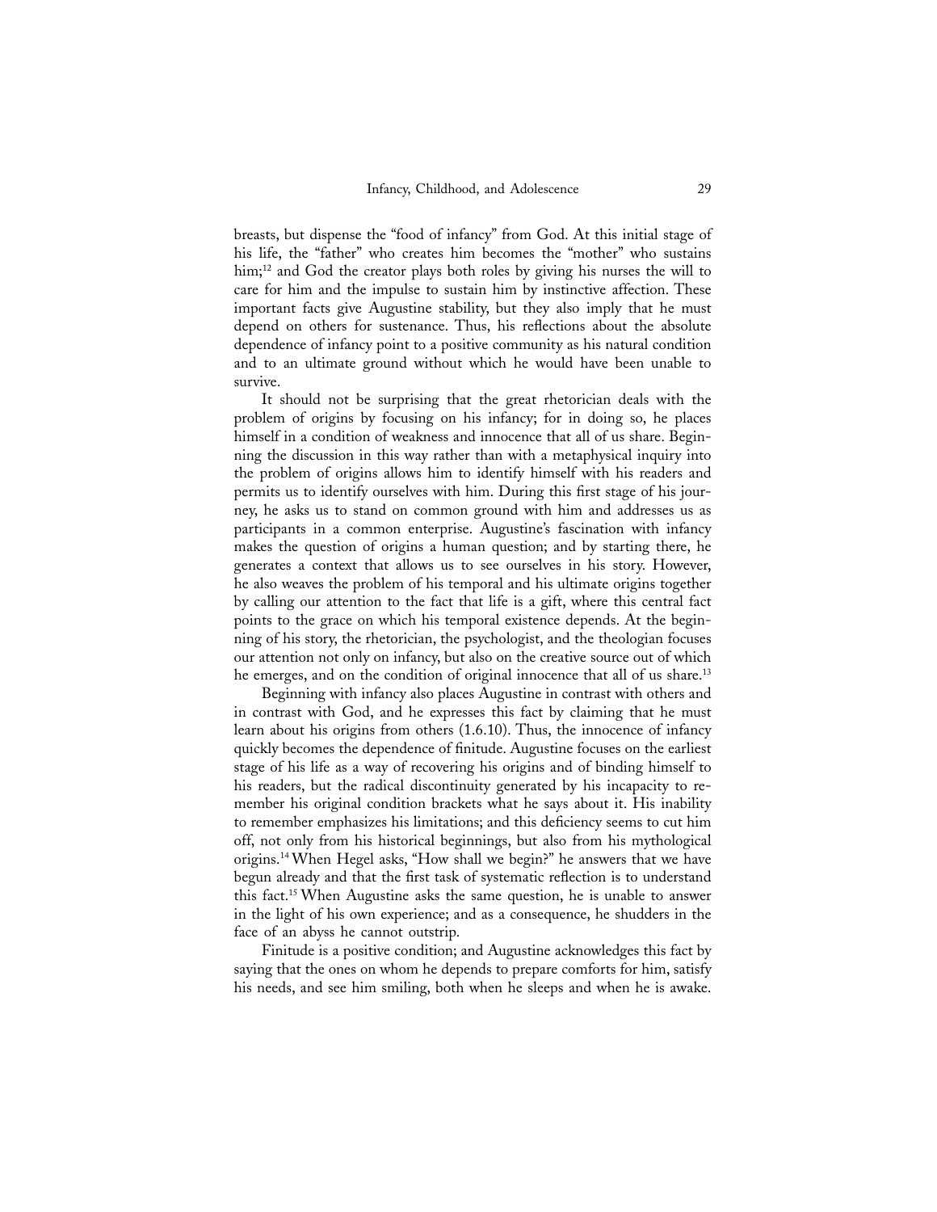breasts, but dispense the "food of infancy" from God. At this initial stage of his life, the "father" who creates him becomes the "mother" who sustains him;[12] and God the creator plays both roles by giving his nurses the will to care for him and the impulse to sustain him by instinctive affection. These important facts give Augustine stability, but they also imply that he must depend on others for sustenance. Thus, his reflections about the absolute dependence of infancy point to a positive community as his natural condition and to an ultimate ground without which he would have been unable to survive.

It should not be surprising that the great rhetorician deals with the problem of origins by focusing on his infancy; for in doing so, he places himself in a condition of weakness and innocence that all of us share. Beginning the discussion in this way rather than with a metaphysical inquiry into the problem of origins allows him to identify himself with his readers and permits us to identify ourselves with him. During this first stage of his journey, he asks us to stand on common ground with him and addresses us as participants in a common enterprise. Augustine's fascination with infancy makes the question of origins a human question; and by starting there, he generates a context that allows us to see ourselves in his story. However, he also weaves the problem of his temporal and his ultimate origins together by calling our attention to the fact that life is a gift, where this central fact points to the grace on which his temporal existence depends. At the beginning of his story, the rhetorician, the psychologist, and the theologian focuses our attention not only on infancy, but also on the creative source out of which he emerges, and on the condition of original innocence that all of us share.[13]

Beginning with infancy also places Augustine in contrast with others and in contrast with God, and he expresses this fact by claiming that he must learn about his origins from others (1.6.10). Thus, the innocence of infancy quickly becomes the dependence of finitude. Augustine focuses on the earliest stage of his life as a way of recovering his origins and of binding himself to his readers, but the radical discontinuity generated by his incapacity to remember his original condition brackets what he says about it. His inability to remember emphasizes his limitations; and this deficiency seems to cut him off, not only from his historical beginnings, but also from his mythological origins.[14] When Hegel asks, "How shall we begin?" he answers that we have begun already and that the first task of systematic reflection is to understand this fact.[15] When Augustine asks the same question, he is unable to answer in the light of his own experience; and as a consequence, he shudders in the face of an abyss he cannot outstrip.

Finitude is a positive condition; and Augustine acknowledges this fact by saying that the ones on whom he depends to prepare comforts for him, satisfy his needs, and see him smiling, both when he sleeps and when he is awake.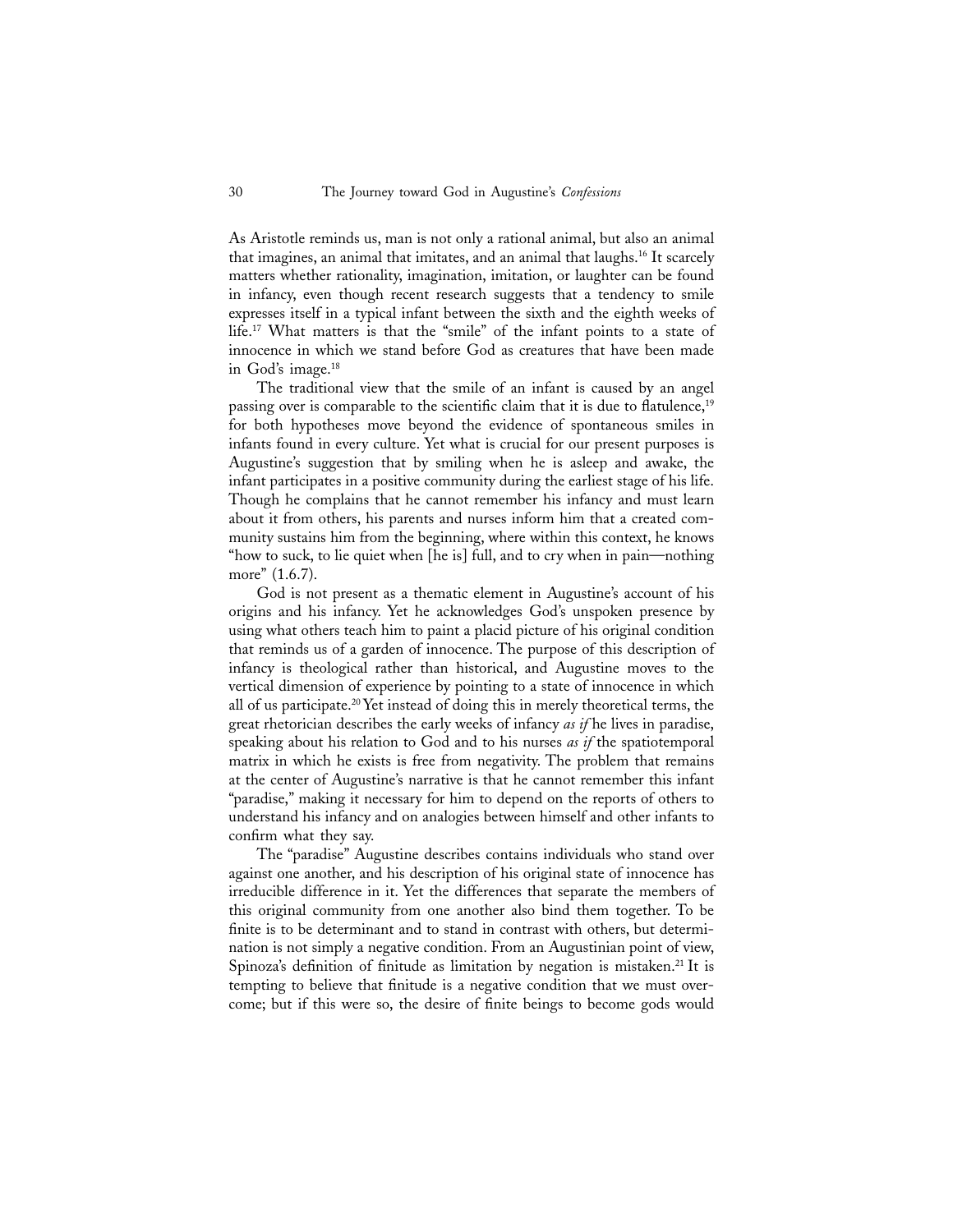As Aristotle reminds us, man is not only a rational animal, but also an animal that imagines, an animal that imitates, and an animal that laughs.[16] It scarcely matters whether rationality, imagination, imitation, or laughter can be found in infancy, even though recent research suggests that a tendency to smile expresses itself in a typical infant between the sixth and the eighth weeks of life.[17] What matters is that the "smile" of the infant points to a state of innocence in which we stand before God as creatures that have been made in God's image.[18]

The traditional view that the smile of an infant is caused by an angel passing over is comparable to the scientific claim that it is due to flatulence,[19] for both hypotheses move beyond the evidence of spontaneous smiles in infants found in every culture. Yet what is crucial for our present purposes is Augustine's suggestion that by smiling when he is asleep and awake, the infant participates in a positive community during the earliest stage of his life. Though he complains that he cannot remember his infancy and must learn about it from others, his parents and nurses inform him that a created community sustains him from the beginning, where within this context, he knows "how to suck, to lie quiet when [he is] full, and to cry when in pain—nothing more" (1.6.7).

God is not present as a thematic element in Augustine's account of his origins and his infancy. Yet he acknowledges God's unspoken presence by using what others teach him to paint a placid picture of his original condition that reminds us of a garden of innocence. The purpose of this description of infancy is theological rather than historical, and Augustine moves to the vertical dimension of experience by pointing to a state of innocence in which all of us participate.[20] Yet instead of doing this in merely theoretical terms, the great rhetorician describes the early weeks of infancy *as if* he lives in paradise, speaking about his relation to God and to his nurses *as if* the spatiotemporal matrix in which he exists is free from negativity. The problem that remains at the center of Augustine's narrative is that he cannot remember this infant "paradise," making it necessary for him to depend on the reports of others to understand his infancy and on analogies between himself and other infants to confirm what they say.

The "paradise" Augustine describes contains individuals who stand over against one another, and his description of his original state of innocence has irreducible difference in it. Yet the differences that separate the members of this original community from one another also bind them together. To be finite is to be determinant and to stand in contrast with others, but determination is not simply a negative condition. From an Augustinian point of view, Spinoza's definition of finitude as limitation by negation is mistaken.[21] It is tempting to believe that finitude is a negative condition that we must overcome; but if this were so, the desire of finite beings to become gods would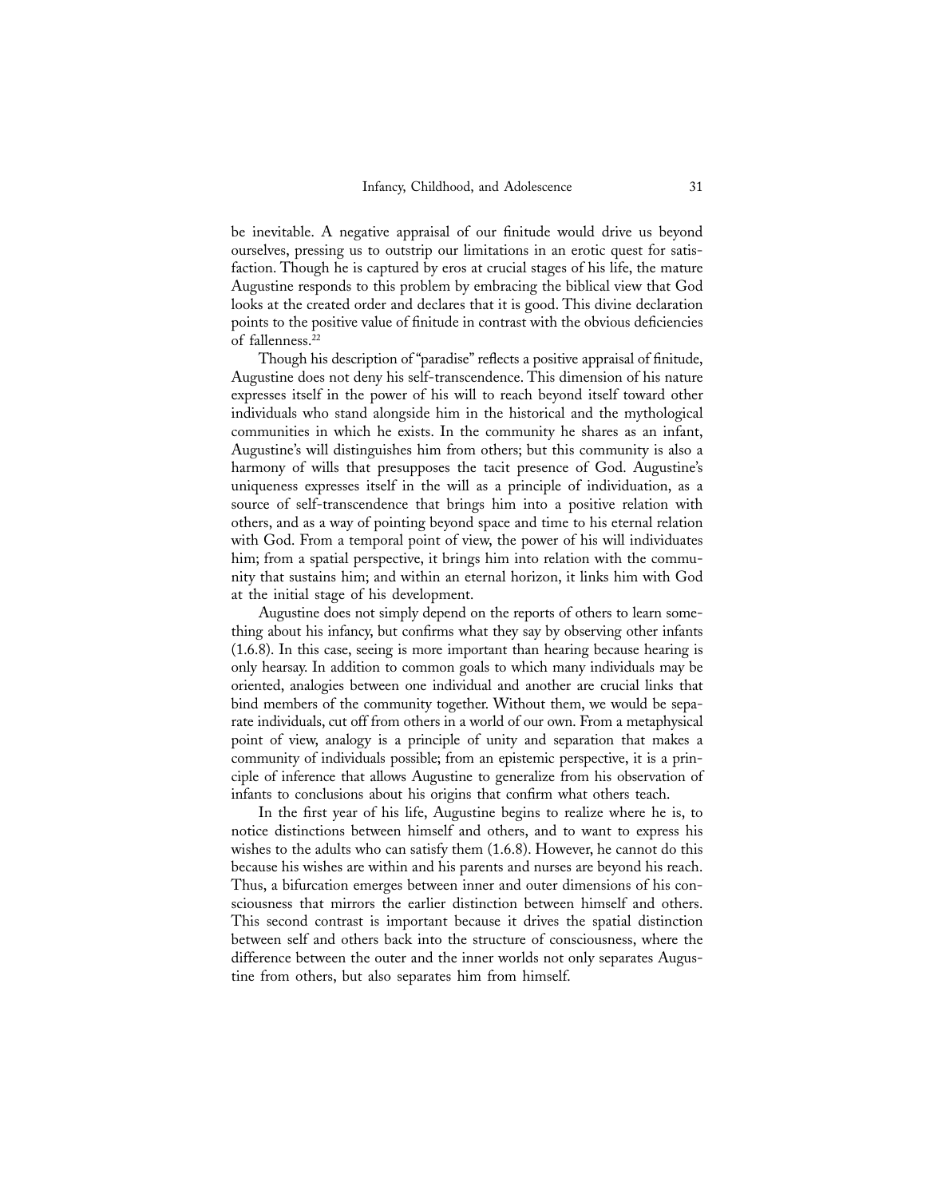be inevitable. A negative appraisal of our finitude would drive us beyond ourselves, pressing us to outstrip our limitations in an erotic quest for satisfaction. Though he is captured by eros at crucial stages of his life, the mature Augustine responds to this problem by embracing the biblical view that God looks at the created order and declares that it is good. This divine declaration points to the positive value of finitude in contrast with the obvious deficiencies of fallenness.[22]

Though his description of "paradise" reflects a positive appraisal of finitude, Augustine does not deny his self-transcendence. This dimension of his nature expresses itself in the power of his will to reach beyond itself toward other individuals who stand alongside him in the historical and the mythological communities in which he exists. In the community he shares as an infant, Augustine's will distinguishes him from others; but this community is also a harmony of wills that presupposes the tacit presence of God. Augustine's uniqueness expresses itself in the will as a principle of individuation, as a source of self-transcendence that brings him into a positive relation with others, and as a way of pointing beyond space and time to his eternal relation with God. From a temporal point of view, the power of his will individuates him; from a spatial perspective, it brings him into relation with the community that sustains him; and within an eternal horizon, it links him with God at the initial stage of his development.

Augustine does not simply depend on the reports of others to learn something about his infancy, but confirms what they say by observing other infants (1.6.8). In this case, seeing is more important than hearing because hearing is only hearsay. In addition to common goals to which many individuals may be oriented, analogies between one individual and another are crucial links that bind members of the community together. Without them, we would be separate individuals, cut off from others in a world of our own. From a metaphysical point of view, analogy is a principle of unity and separation that makes a community of individuals possible; from an epistemic perspective, it is a principle of inference that allows Augustine to generalize from his observation of infants to conclusions about his origins that confirm what others teach.

In the first year of his life, Augustine begins to realize where he is, to notice distinctions between himself and others, and to want to express his wishes to the adults who can satisfy them (1.6.8). However, he cannot do this because his wishes are within and his parents and nurses are beyond his reach. Thus, a bifurcation emerges between inner and outer dimensions of his consciousness that mirrors the earlier distinction between himself and others. This second contrast is important because it drives the spatial distinction between self and others back into the structure of consciousness, where the difference between the outer and the inner worlds not only separates Augustine from others, but also separates him from himself.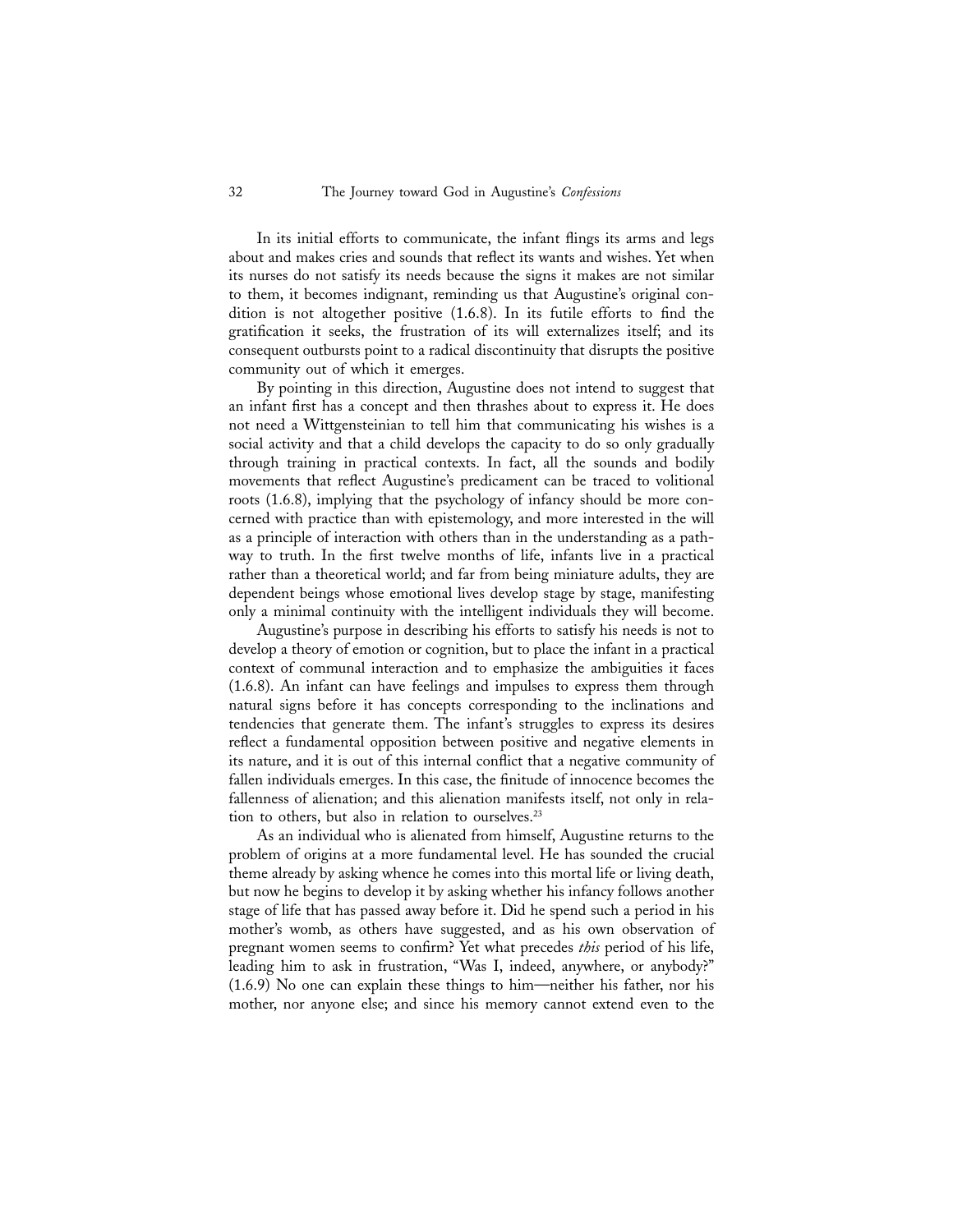In its initial efforts to communicate, the infant flings its arms and legs about and makes cries and sounds that reflect its wants and wishes. Yet when its nurses do not satisfy its needs because the signs it makes are not similar to them, it becomes indignant, reminding us that Augustine's original condition is not altogether positive (1.6.8). In its futile efforts to find the gratification it seeks, the frustration of its will externalizes itself; and its consequent outbursts point to a radical discontinuity that disrupts the positive community out of which it emerges.

By pointing in this direction, Augustine does not intend to suggest that an infant first has a concept and then thrashes about to express it. He does not need a Wittgensteinian to tell him that communicating his wishes is a social activity and that a child develops the capacity to do so only gradually through training in practical contexts. In fact, all the sounds and bodily movements that reflect Augustine's predicament can be traced to volitional roots (1.6.8), implying that the psychology of infancy should be more concerned with practice than with epistemology, and more interested in the will as a principle of interaction with others than in the understanding as a pathway to truth. In the first twelve months of life, infants live in a practical rather than a theoretical world; and far from being miniature adults, they are dependent beings whose emotional lives develop stage by stage, manifesting only a minimal continuity with the intelligent individuals they will become.

Augustine's purpose in describing his efforts to satisfy his needs is not to develop a theory of emotion or cognition, but to place the infant in a practical context of communal interaction and to emphasize the ambiguities it faces (1.6.8). An infant can have feelings and impulses to express them through natural signs before it has concepts corresponding to the inclinations and tendencies that generate them. The infant's struggles to express its desires reflect a fundamental opposition between positive and negative elements in its nature, and it is out of this internal conflict that a negative community of fallen individuals emerges. In this case, the finitude of innocence becomes the fallenness of alienation; and this alienation manifests itself, not only in relation to others, but also in relation to ourselves.[23]

As an individual who is alienated from himself, Augustine returns to the problem of origins at a more fundamental level. He has sounded the crucial theme already by asking whence he comes into this mortal life or living death, but now he begins to develop it by asking whether his infancy follows another stage of life that has passed away before it. Did he spend such a period in his mother's womb, as others have suggested, and as his own observation of pregnant women seems to confirm? Yet what precedes *this* period of his life, leading him to ask in frustration, "Was I, indeed, anywhere, or anybody?" (1.6.9) No one can explain these things to him—neither his father, nor his mother, nor anyone else; and since his memory cannot extend even to the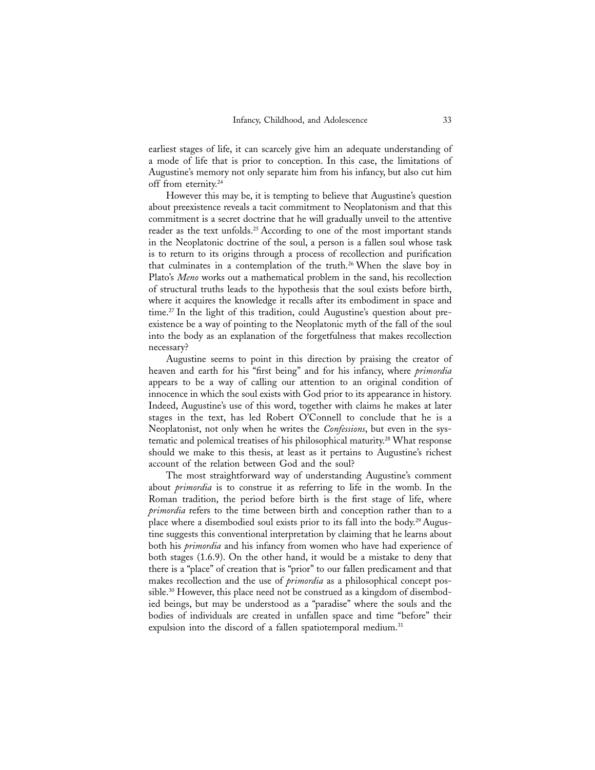earliest stages of life, it can scarcely give him an adequate understanding of a mode of life that is prior to conception. In this case, the limitations of Augustine's memory not only separate him from his infancy, but also cut him off from eternity.[24]

However this may be, it is tempting to believe that Augustine's question about preexistence reveals a tacit commitment to Neoplatonism and that this commitment is a secret doctrine that he will gradually unveil to the attentive reader as the text unfolds.[25] According to one of the most important stands in the Neoplatonic doctrine of the soul, a person is a fallen soul whose task is to return to its origins through a process of recollection and purification that culminates in a contemplation of the truth.[26] When the slave boy in Plato's *Meno* works out a mathematical problem in the sand, his recollection of structural truths leads to the hypothesis that the soul exists before birth, where it acquires the knowledge it recalls after its embodiment in space and time.[27] In the light of this tradition, could Augustine's question about preexistence be a way of pointing to the Neoplatonic myth of the fall of the soul into the body as an explanation of the forgetfulness that makes recollection necessary?

Augustine seems to point in this direction by praising the creator of heaven and earth for his "first being" and for his infancy, where *primordia* appears to be a way of calling our attention to an original condition of innocence in which the soul exists with God prior to its appearance in history. Indeed, Augustine's use of this word, together with claims he makes at later stages in the text, has led Robert O'Connell to conclude that he is a Neoplatonist, not only when he writes the *Confessions*, but even in the systematic and polemical treatises of his philosophical maturity.[28] What response should we make to this thesis, at least as it pertains to Augustine's richest account of the relation between God and the soul?

The most straightforward way of understanding Augustine's comment about *primordia* is to construe it as referring to life in the womb. In the Roman tradition, the period before birth is the first stage of life, where *primordia* refers to the time between birth and conception rather than to a place where a disembodied soul exists prior to its fall into the body.[29] Augustine suggests this conventional interpretation by claiming that he learns about both his *primordia* and his infancy from women who have had experience of both stages (1.6.9). On the other hand, it would be a mistake to deny that there is a "place" of creation that is "prior" to our fallen predicament and that makes recollection and the use of *primordia* as a philosophical concept possible.[30] However, this place need not be construed as a kingdom of disembodied beings, but may be understood as a "paradise" where the souls and the bodies of individuals are created in unfallen space and time "before" their expulsion into the discord of a fallen spatiotemporal medium.[31]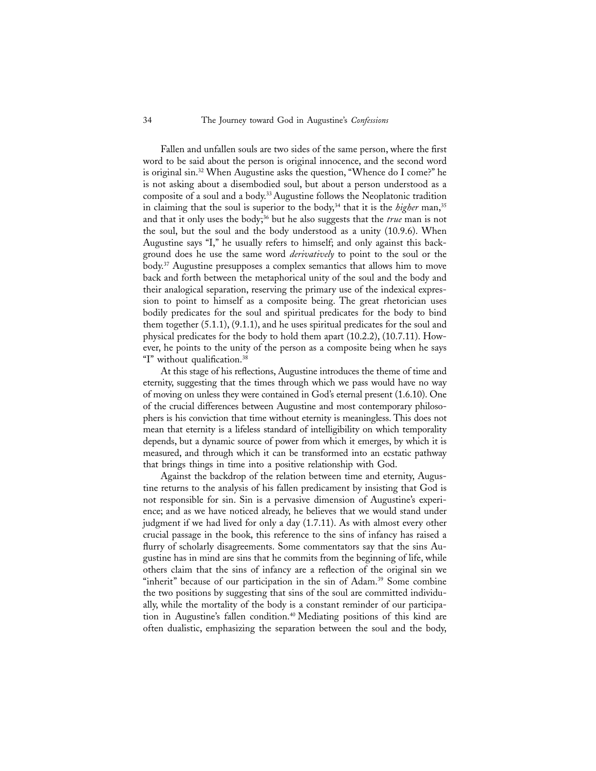Fallen and unfallen souls are two sides of the same person, where the first word to be said about the person is original innocence, and the second word is original sin.[32] When Augustine asks the question, "Whence do I come?" he is not asking about a disembodied soul, but about a person understood as a composite of a soul and a body.[33] Augustine follows the Neoplatonic tradition in claiming that the soul is superior to the body,[34] that it is the *higher* man,[35] and that it only uses the body;[36] but he also suggests that the *true* man is not the soul, but the soul and the body understood as a unity (10.9.6). When Augustine says "I," he usually refers to himself; and only against this background does he use the same word *derivatively* to point to the soul or the body.[37] Augustine presupposes a complex semantics that allows him to move back and forth between the metaphorical unity of the soul and the body and their analogical separation, reserving the primary use of the indexical expression to point to himself as a composite being. The great rhetorician uses bodily predicates for the soul and spiritual predicates for the body to bind them together (5.1.1), (9.1.1), and he uses spiritual predicates for the soul and physical predicates for the body to hold them apart (10.2.2), (10.7.11). However, he points to the unity of the person as a composite being when he says "I" without qualification.[38]

At this stage of his reflections, Augustine introduces the theme of time and eternity, suggesting that the times through which we pass would have no way of moving on unless they were contained in God's eternal present (1.6.10). One of the crucial differences between Augustine and most contemporary philosophers is his conviction that time without eternity is meaningless. This does not mean that eternity is a lifeless standard of intelligibility on which temporality depends, but a dynamic source of power from which it emerges, by which it is measured, and through which it can be transformed into an ecstatic pathway that brings things in time into a positive relationship with God.

Against the backdrop of the relation between time and eternity, Augustine returns to the analysis of his fallen predicament by insisting that God is not responsible for sin. Sin is a pervasive dimension of Augustine's experience; and as we have noticed already, he believes that we would stand under judgment if we had lived for only a day (1.7.11). As with almost every other crucial passage in the book, this reference to the sins of infancy has raised a flurry of scholarly disagreements. Some commentators say that the sins Augustine has in mind are sins that he commits from the beginning of life, while others claim that the sins of infancy are a reflection of the original sin we "inherit" because of our participation in the sin of Adam.[39] Some combine the two positions by suggesting that sins of the soul are committed individually, while the mortality of the body is a constant reminder of our participation in Augustine's fallen condition.[40] Mediating positions of this kind are often dualistic, emphasizing the separation between the soul and the body,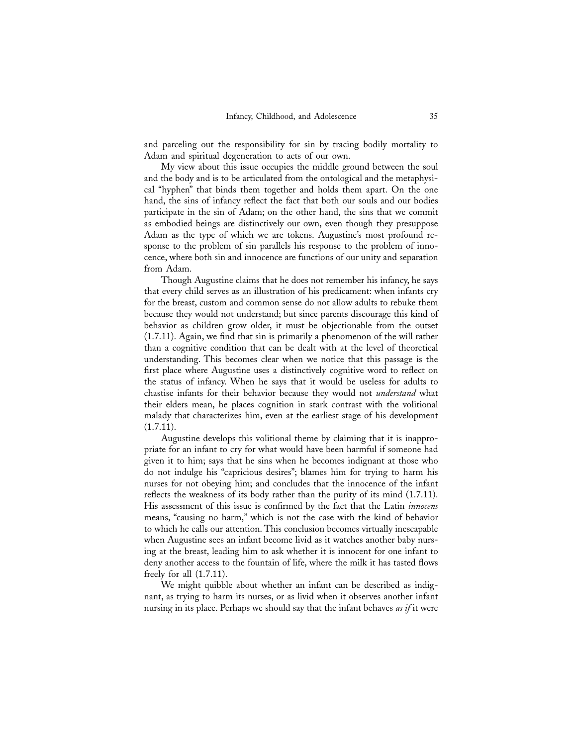and parceling out the responsibility for sin by tracing bodily mortality to Adam and spiritual degeneration to acts of our own.

My view about this issue occupies the middle ground between the soul and the body and is to be articulated from the ontological and the metaphysical "hyphen" that binds them together and holds them apart. On the one hand, the sins of infancy reflect the fact that both our souls and our bodies participate in the sin of Adam; on the other hand, the sins that we commit as embodied beings are distinctively our own, even though they presuppose Adam as the type of which we are tokens. Augustine's most profound response to the problem of sin parallels his response to the problem of innocence, where both sin and innocence are functions of our unity and separation from Adam.

Though Augustine claims that he does not remember his infancy, he says that every child serves as an illustration of his predicament: when infants cry for the breast, custom and common sense do not allow adults to rebuke them because they would not understand; but since parents discourage this kind of behavior as children grow older, it must be objectionable from the outset (1.7.11). Again, we find that sin is primarily a phenomenon of the will rather than a cognitive condition that can be dealt with at the level of theoretical understanding. This becomes clear when we notice that this passage is the first place where Augustine uses a distinctively cognitive word to reflect on the status of infancy. When he says that it would be useless for adults to chastise infants for their behavior because they would not *understand* what their elders mean, he places cognition in stark contrast with the volitional malady that characterizes him, even at the earliest stage of his development (1.7.11).

Augustine develops this volitional theme by claiming that it is inappropriate for an infant to cry for what would have been harmful if someone had given it to him; says that he sins when he becomes indignant at those who do not indulge his "capricious desires"; blames him for trying to harm his nurses for not obeying him; and concludes that the innocence of the infant reflects the weakness of its body rather than the purity of its mind (1.7.11). His assessment of this issue is confirmed by the fact that the Latin *innocens* means, "causing no harm," which is not the case with the kind of behavior to which he calls our attention. This conclusion becomes virtually inescapable when Augustine sees an infant become livid as it watches another baby nursing at the breast, leading him to ask whether it is innocent for one infant to deny another access to the fountain of life, where the milk it has tasted flows freely for all (1.7.11).

We might quibble about whether an infant can be described as indignant, as trying to harm its nurses, or as livid when it observes another infant nursing in its place. Perhaps we should say that the infant behaves *as if* it were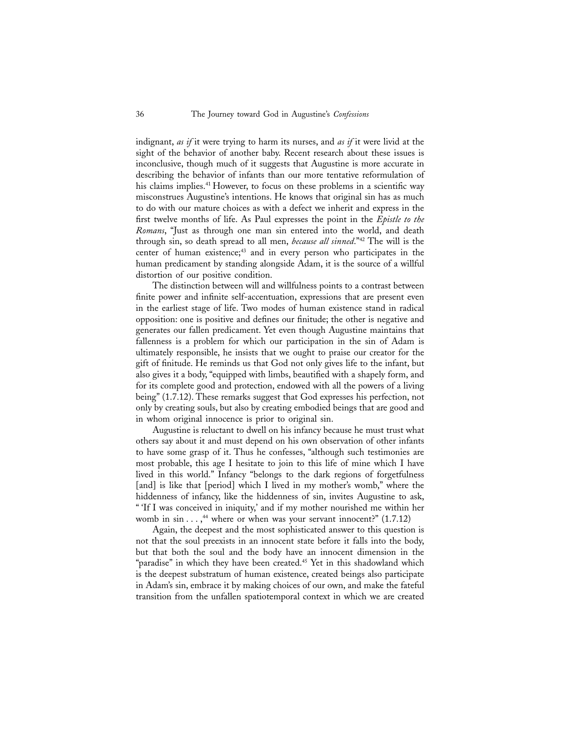indignant, *as if* it were trying to harm its nurses, and *as if* it were livid at the sight of the behavior of another baby. Recent research about these issues is inconclusive, though much of it suggests that Augustine is more accurate in describing the behavior of infants than our more tentative reformulation of his claims implies.[41] However, to focus on these problems in a scientific way misconstrues Augustine's intentions. He knows that original sin has as much to do with our mature choices as with a defect we inherit and express in the first twelve months of life. As Paul expresses the point in the *Epistle to the Romans*, "Just as through one man sin entered into the world, and death through sin, so death spread to all men, *because all sinned*."[42] The will is the center of human existence;[43] and in every person who participates in the human predicament by standing alongside Adam, it is the source of a willful distortion of our positive condition.

The distinction between will and willfulness points to a contrast between finite power and infinite self-accentuation, expressions that are present even in the earliest stage of life. Two modes of human existence stand in radical opposition: one is positive and defines our finitude; the other is negative and generates our fallen predicament. Yet even though Augustine maintains that fallenness is a problem for which our participation in the sin of Adam is ultimately responsible, he insists that we ought to praise our creator for the gift of finitude. He reminds us that God not only gives life to the infant, but also gives it a body, "equipped with limbs, beautified with a shapely form, and for its complete good and protection, endowed with all the powers of a living being" (1.7.12). These remarks suggest that God expresses his perfection, not only by creating souls, but also by creating embodied beings that are good and in whom original innocence is prior to original sin.

Augustine is reluctant to dwell on his infancy because he must trust what others say about it and must depend on his own observation of other infants to have some grasp of it. Thus he confesses, "although such testimonies are most probable, this age I hesitate to join to this life of mine which I have lived in this world." Infancy "belongs to the dark regions of forgetfulness [and] is like that [period] which I lived in my mother's womb," where the hiddenness of infancy, like the hiddenness of sin, invites Augustine to ask, " 'If I was conceived in iniquity,' and if my mother nourished me within her womb in sin . . . ,[44] where or when was your servant innocent?" (1.7.12)

Again, the deepest and the most sophisticated answer to this question is not that the soul preexists in an innocent state before it falls into the body, but that both the soul and the body have an innocent dimension in the "paradise" in which they have been created.[45] Yet in this shadowland which is the deepest substratum of human existence, created beings also participate in Adam's sin, embrace it by making choices of our own, and make the fateful transition from the unfallen spatiotemporal context in which we are created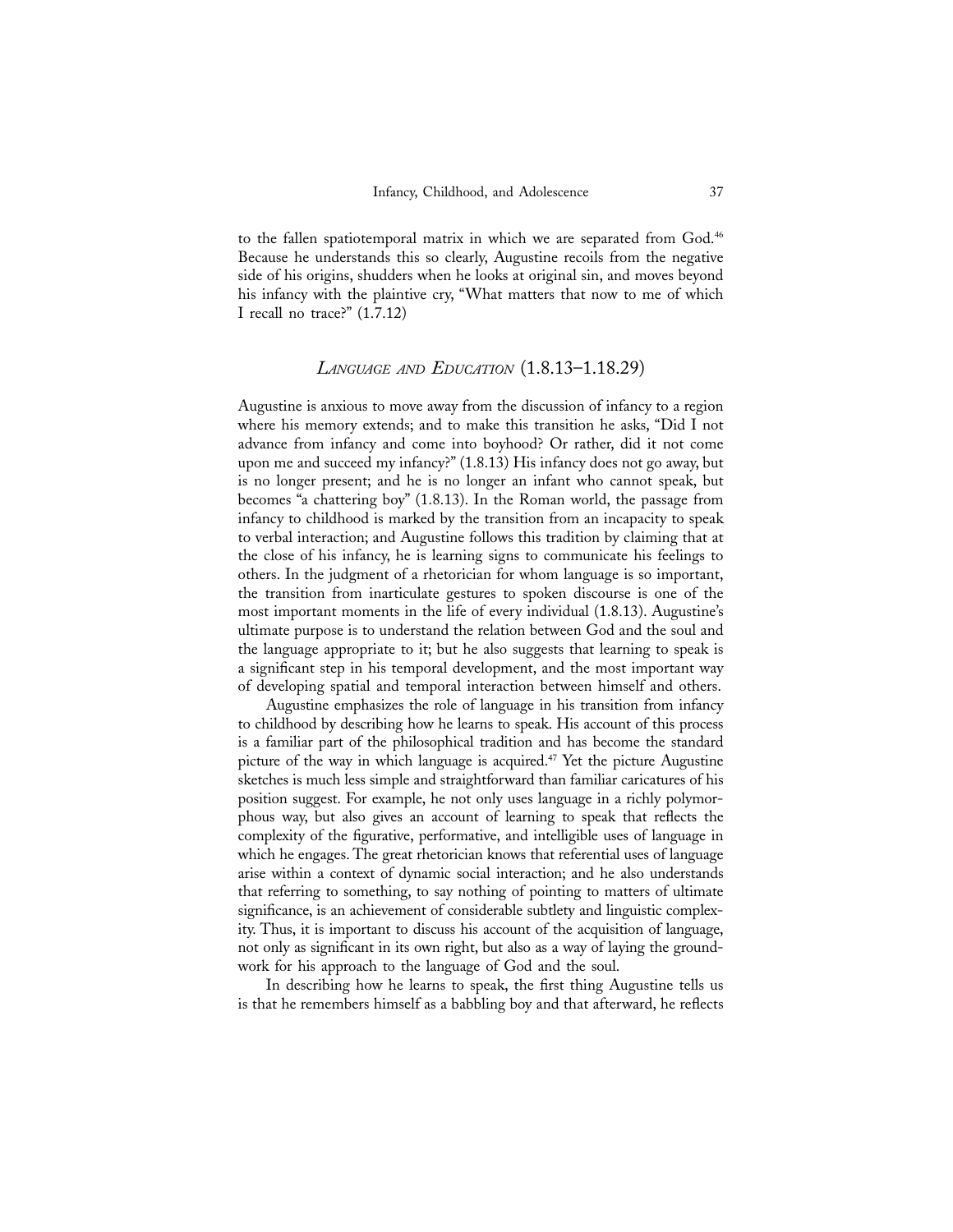to the fallen spatiotemporal matrix in which we are separated from God.[46] Because he understands this so clearly, Augustine recoils from the negative side of his origins, shudders when he looks at original sin, and moves beyond his infancy with the plaintive cry, "What matters that now to me of which I recall no trace?" (1.7.12)

## *Language and Education* (1.8.13–1.18.29)

Augustine is anxious to move away from the discussion of infancy to a region where his memory extends; and to make this transition he asks, "Did I not advance from infancy and come into boyhood? Or rather, did it not come upon me and succeed my infancy?" (1.8.13) His infancy does not go away, but is no longer present; and he is no longer an infant who cannot speak, but becomes "a chattering boy" (1.8.13). In the Roman world, the passage from infancy to childhood is marked by the transition from an incapacity to speak to verbal interaction; and Augustine follows this tradition by claiming that at the close of his infancy, he is learning signs to communicate his feelings to others. In the judgment of a rhetorician for whom language is so important, the transition from inarticulate gestures to spoken discourse is one of the most important moments in the life of every individual (1.8.13). Augustine's ultimate purpose is to understand the relation between God and the soul and the language appropriate to it; but he also suggests that learning to speak is a significant step in his temporal development, and the most important way of developing spatial and temporal interaction between himself and others.

Augustine emphasizes the role of language in his transition from infancy to childhood by describing how he learns to speak. His account of this process is a familiar part of the philosophical tradition and has become the standard picture of the way in which language is acquired.[47] Yet the picture Augustine sketches is much less simple and straightforward than familiar caricatures of his position suggest. For example, he not only uses language in a richly polymorphous way, but also gives an account of learning to speak that reflects the complexity of the figurative, performative, and intelligible uses of language in which he engages. The great rhetorician knows that referential uses of language arise within a context of dynamic social interaction; and he also understands that referring to something, to say nothing of pointing to matters of ultimate significance, is an achievement of considerable subtlety and linguistic complexity. Thus, it is important to discuss his account of the acquisition of language, not only as significant in its own right, but also as a way of laying the groundwork for his approach to the language of God and the soul.

In describing how he learns to speak, the first thing Augustine tells us is that he remembers himself as a babbling boy and that afterward, he reflects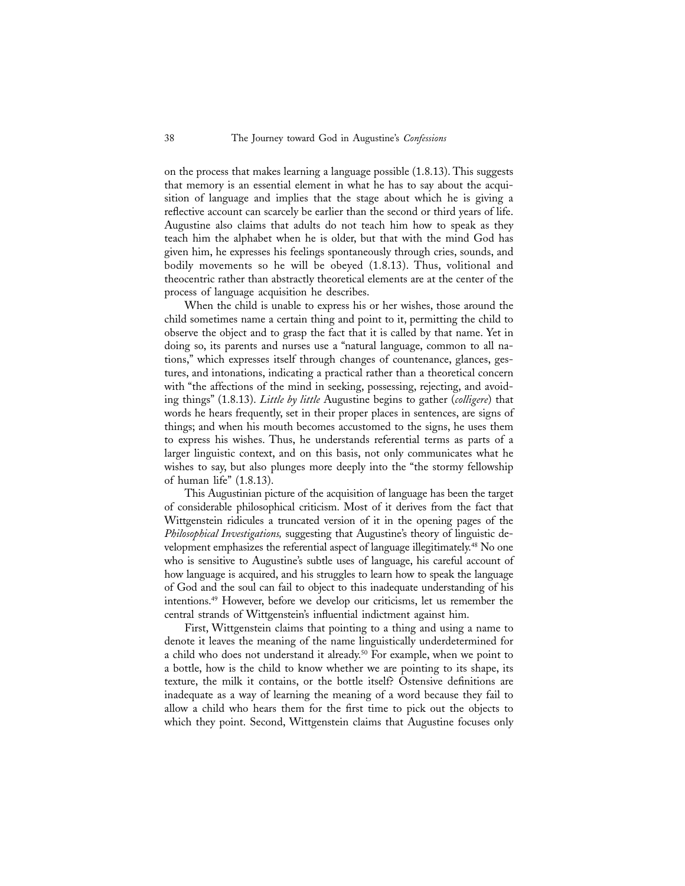on the process that makes learning a language possible (1.8.13). This suggests that memory is an essential element in what he has to say about the acquisition of language and implies that the stage about which he is giving a reflective account can scarcely be earlier than the second or third years of life. Augustine also claims that adults do not teach him how to speak as they teach him the alphabet when he is older, but that with the mind God has given him, he expresses his feelings spontaneously through cries, sounds, and bodily movements so he will be obeyed (1.8.13). Thus, volitional and theocentric rather than abstractly theoretical elements are at the center of the process of language acquisition he describes.

When the child is unable to express his or her wishes, those around the child sometimes name a certain thing and point to it, permitting the child to observe the object and to grasp the fact that it is called by that name. Yet in doing so, its parents and nurses use a "natural language, common to all nations," which expresses itself through changes of countenance, glances, gestures, and intonations, indicating a practical rather than a theoretical concern with "the affections of the mind in seeking, possessing, rejecting, and avoiding things" (1.8.13). *Little by little* Augustine begins to gather (*colligere*) that words he hears frequently, set in their proper places in sentences, are signs of things; and when his mouth becomes accustomed to the signs, he uses them to express his wishes. Thus, he understands referential terms as parts of a larger linguistic context, and on this basis, not only communicates what he wishes to say, but also plunges more deeply into the "the stormy fellowship of human life" (1.8.13).

This Augustinian picture of the acquisition of language has been the target of considerable philosophical criticism. Most of it derives from the fact that Wittgenstein ridicules a truncated version of it in the opening pages of the *Philosophical Investigations,* suggesting that Augustine's theory of linguistic development emphasizes the referential aspect of language illegitimately.[48] No one who is sensitive to Augustine's subtle uses of language, his careful account of how language is acquired, and his struggles to learn how to speak the language of God and the soul can fail to object to this inadequate understanding of his intentions.[49] However, before we develop our criticisms, let us remember the central strands of Wittgenstein's influential indictment against him.

First, Wittgenstein claims that pointing to a thing and using a name to denote it leaves the meaning of the name linguistically underdetermined for a child who does not understand it already.[50] For example, when we point to a bottle, how is the child to know whether we are pointing to its shape, its texture, the milk it contains, or the bottle itself? Ostensive definitions are inadequate as a way of learning the meaning of a word because they fail to allow a child who hears them for the first time to pick out the objects to which they point. Second, Wittgenstein claims that Augustine focuses only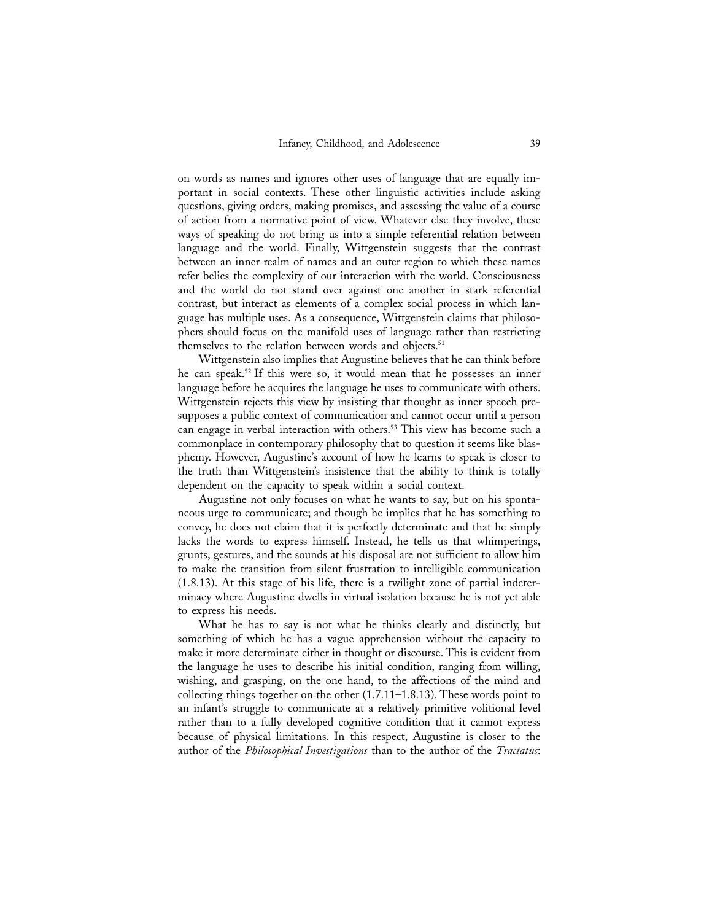on words as names and ignores other uses of language that are equally important in social contexts. These other linguistic activities include asking questions, giving orders, making promises, and assessing the value of a course of action from a normative point of view. Whatever else they involve, these ways of speaking do not bring us into a simple referential relation between language and the world. Finally, Wittgenstein suggests that the contrast between an inner realm of names and an outer region to which these names refer belies the complexity of our interaction with the world. Consciousness and the world do not stand over against one another in stark referential contrast, but interact as elements of a complex social process in which language has multiple uses. As a consequence, Wittgenstein claims that philosophers should focus on the manifold uses of language rather than restricting themselves to the relation between words and objects.[51]

Wittgenstein also implies that Augustine believes that he can think before he can speak.[52] If this were so, it would mean that he possesses an inner language before he acquires the language he uses to communicate with others. Wittgenstein rejects this view by insisting that thought as inner speech presupposes a public context of communication and cannot occur until a person can engage in verbal interaction with others.[53] This view has become such a commonplace in contemporary philosophy that to question it seems like blasphemy. However, Augustine's account of how he learns to speak is closer to the truth than Wittgenstein's insistence that the ability to think is totally dependent on the capacity to speak within a social context.

Augustine not only focuses on what he wants to say, but on his spontaneous urge to communicate; and though he implies that he has something to convey, he does not claim that it is perfectly determinate and that he simply lacks the words to express himself. Instead, he tells us that whimperings, grunts, gestures, and the sounds at his disposal are not sufficient to allow him to make the transition from silent frustration to intelligible communication (1.8.13). At this stage of his life, there is a twilight zone of partial indeterminacy where Augustine dwells in virtual isolation because he is not yet able to express his needs.

What he has to say is not what he thinks clearly and distinctly, but something of which he has a vague apprehension without the capacity to make it more determinate either in thought or discourse. This is evident from the language he uses to describe his initial condition, ranging from willing, wishing, and grasping, on the one hand, to the affections of the mind and collecting things together on the other (1.7.11–1.8.13). These words point to an infant's struggle to communicate at a relatively primitive volitional level rather than to a fully developed cognitive condition that it cannot express because of physical limitations. In this respect, Augustine is closer to the author of the *Philosophical Investigations* than to the author of the *Tractatus*: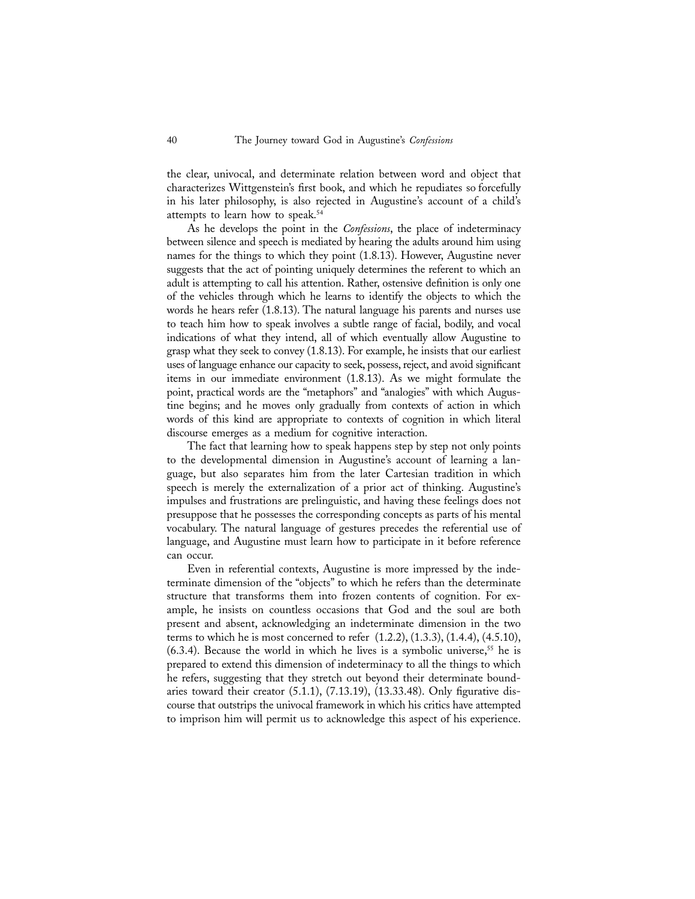the clear, univocal, and determinate relation between word and object that characterizes Wittgenstein's first book, and which he repudiates so forcefully in his later philosophy, is also rejected in Augustine's account of a child's attempts to learn how to speak.[54]

As he develops the point in the *Confessions*, the place of indeterminacy between silence and speech is mediated by hearing the adults around him using names for the things to which they point (1.8.13). However, Augustine never suggests that the act of pointing uniquely determines the referent to which an adult is attempting to call his attention. Rather, ostensive definition is only one of the vehicles through which he learns to identify the objects to which the words he hears refer (1.8.13). The natural language his parents and nurses use to teach him how to speak involves a subtle range of facial, bodily, and vocal indications of what they intend, all of which eventually allow Augustine to grasp what they seek to convey (1.8.13). For example, he insists that our earliest uses of language enhance our capacity to seek, possess, reject, and avoid significant items in our immediate environment (1.8.13). As we might formulate the point, practical words are the "metaphors" and "analogies" with which Augustine begins; and he moves only gradually from contexts of action in which words of this kind are appropriate to contexts of cognition in which literal discourse emerges as a medium for cognitive interaction.

The fact that learning how to speak happens step by step not only points to the developmental dimension in Augustine's account of learning a language, but also separates him from the later Cartesian tradition in which speech is merely the externalization of a prior act of thinking. Augustine's impulses and frustrations are prelinguistic, and having these feelings does not presuppose that he possesses the corresponding concepts as parts of his mental vocabulary. The natural language of gestures precedes the referential use of language, and Augustine must learn how to participate in it before reference can occur.

Even in referential contexts, Augustine is more impressed by the indeterminate dimension of the "objects" to which he refers than the determinate structure that transforms them into frozen contents of cognition. For example, he insists on countless occasions that God and the soul are both present and absent, acknowledging an indeterminate dimension in the two terms to which he is most concerned to refer (1.2.2), (1.3.3), (1.4.4), (4.5.10), (6.3.4). Because the world in which he lives is a symbolic universe,[55] he is prepared to extend this dimension of indeterminacy to all the things to which he refers, suggesting that they stretch out beyond their determinate boundaries toward their creator (5.1.1), (7.13.19), (13.33.48). Only figurative discourse that outstrips the univocal framework in which his critics have attempted to imprison him will permit us to acknowledge this aspect of his experience.